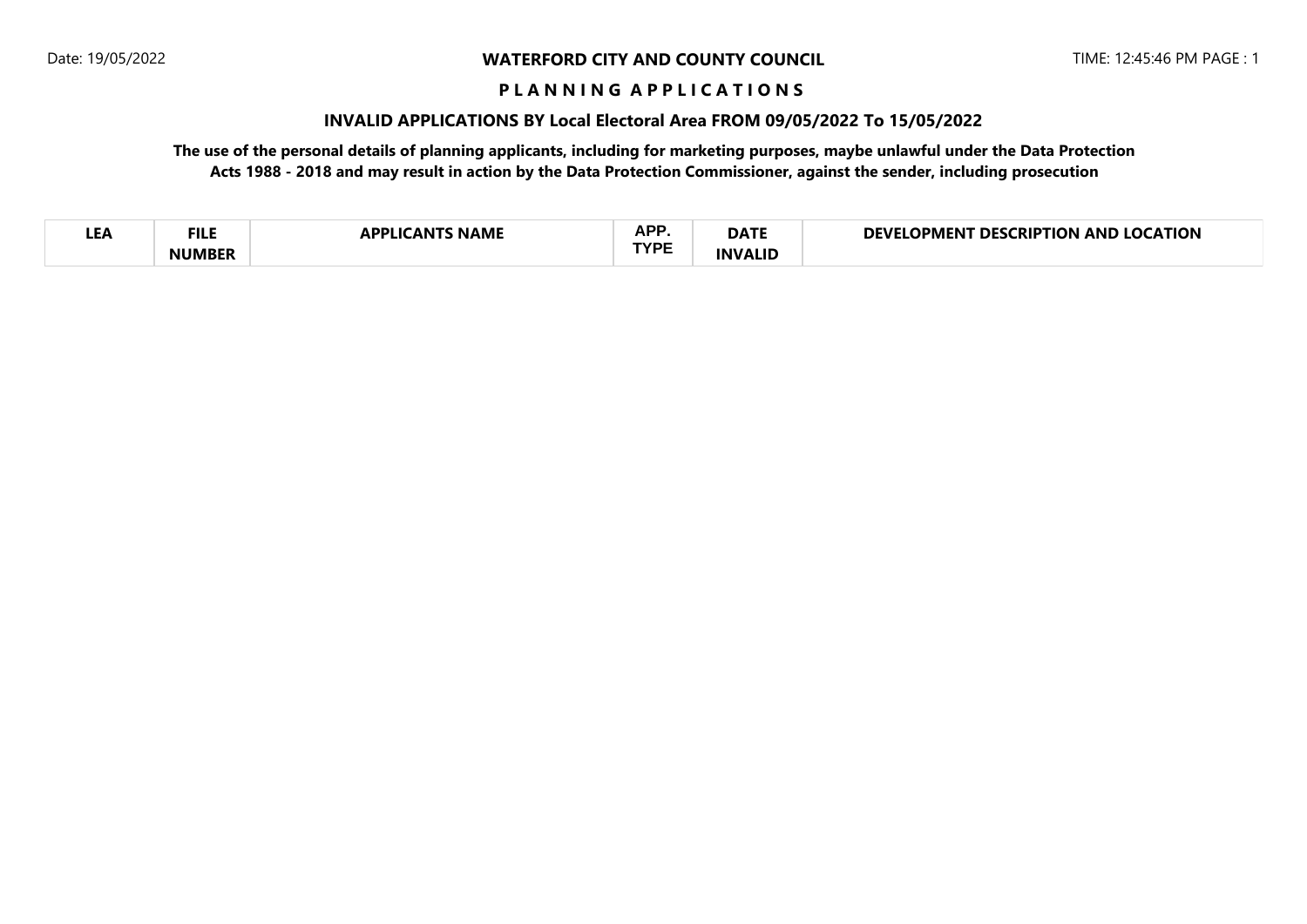Date: 19/05/2022

**WATERFORD CITY AND COUNTY COUNCIL**

TIME: 12:45:46 PM PAGE : 1

**P L A N N I N G   A P P L I C A T I O N S**

**INVALID APPLICATIONS BY Local Electoral Area FROM 09/05/2022 To 15/05/2022**

**The use of the personal details of planning applicants, including for marketing purposes, maybe unlawful under the Data Protection Acts 1988 - 2018 and may result in action by the Data Protection Commissioner, against the sender, including prosecution**

| LEA | FILE NUMBER | APPLICANTS NAME | APP. TYPE | DATE INVALID | DEVELOPMENT DESCRIPTION AND LOCATION |
|---|---|---|---|---|---|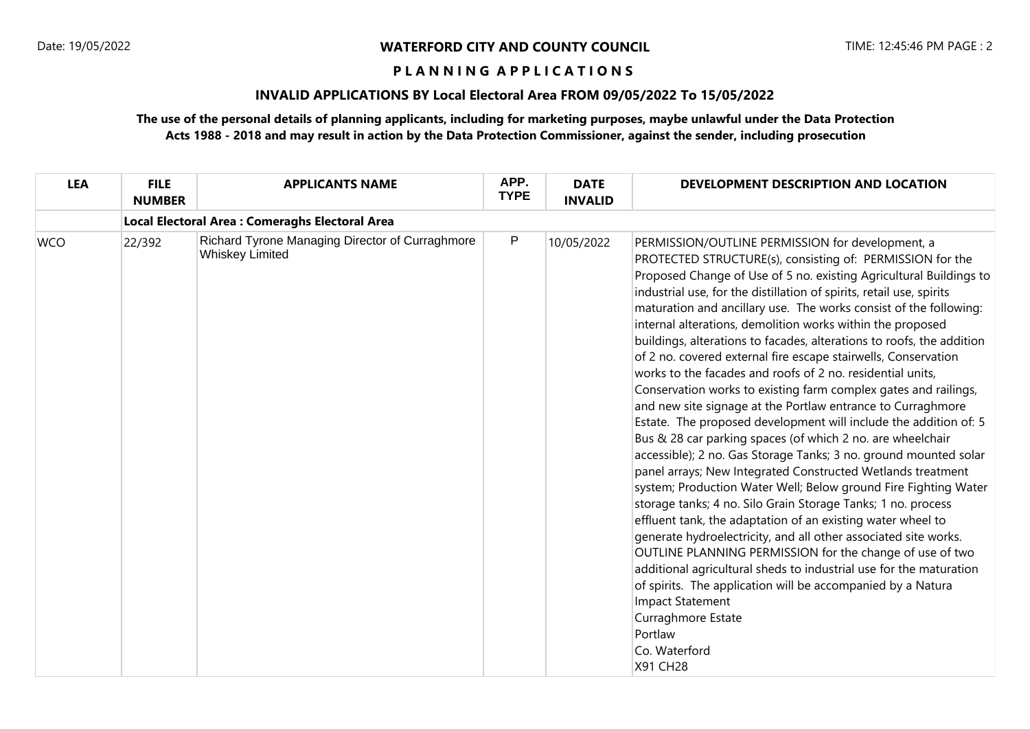**WATERFORD CITY AND COUNTY COUNCIL**

**P L A N N I N G A P P L I C A T I O N S**

**INVALID APPLICATIONS BY Local Electoral Area FROM 09/05/2022 To 15/05/2022**

**The use of the personal details of planning applicants, including for marketing purposes, maybe unlawful under the Data Protection Acts 1988 - 2018 and may result in action by the Data Protection Commissioner, against the sender, including prosecution**

| LEA | FILE NUMBER | APPLICANTS NAME | APP. TYPE | DATE INVALID | DEVELOPMENT DESCRIPTION AND LOCATION |
|---|---|---|---|---|---|
| | **Local Electoral Area : Comeraghs Electoral Area** | | | | |
| WCO | 22/392 | Richard Tyrone Managing Director of Curraghmore Whiskey Limited | P | 10/05/2022 | PERMISSION/OUTLINE PERMISSION for development, a PROTECTED STRUCTURE(s), consisting of: PERMISSION for the Proposed Change of Use of 5 no. existing Agricultural Buildings to industrial use, for the distillation of spirits, retail use, spirits maturation and ancillary use. The works consist of the following: internal alterations, demolition works within the proposed buildings, alterations to facades, alterations to roofs, the addition of 2 no. covered external fire escape stairwells, Conservation works to the facades and roofs of 2 no. residential units, Conservation works to existing farm complex gates and railings, and new site signage at the Portlaw entrance to Curraghmore Estate. The proposed development will include the addition of: 5 Bus & 28 car parking spaces (of which 2 no. are wheelchair accessible); 2 no. Gas Storage Tanks; 3 no. ground mounted solar panel arrays; New Integrated Constructed Wetlands treatment system; Production Water Well; Below ground Fire Fighting Water storage tanks; 4 no. Silo Grain Storage Tanks; 1 no. process effluent tank, the adaptation of an existing water wheel to generate hydroelectricity, and all other associated site works. OUTLINE PLANNING PERMISSION for the change of use of two additional agricultural sheds to industrial use for the maturation of spirits. The application will be accompanied by a Natura Impact Statement<br>Curraghmore Estate<br>Portlaw<br>Co. Waterford<br>X91 CH28 |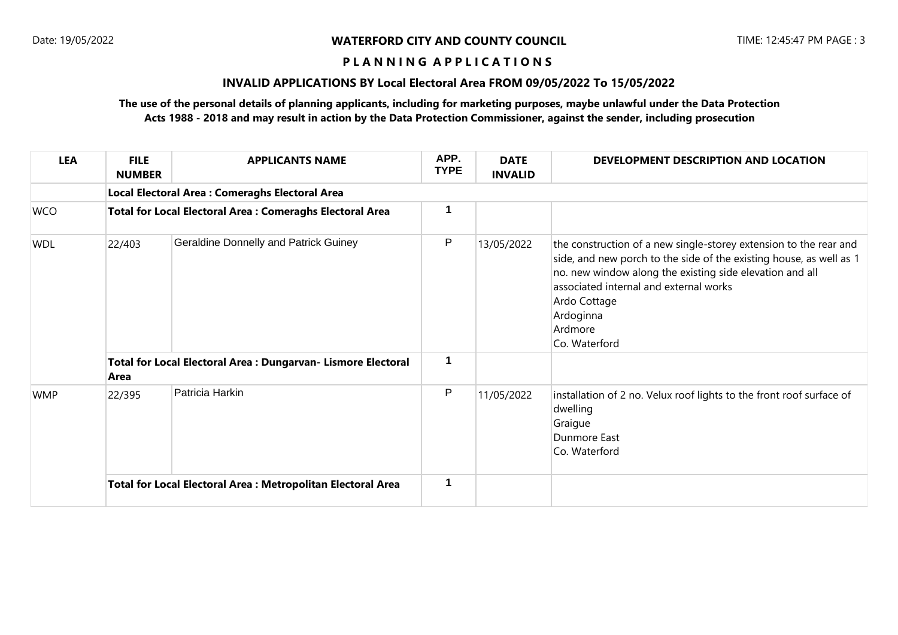**WATERFORD CITY AND COUNTY COUNCIL**

Date: 19/05/2022

TIME: 12:45:47 PM

# P L A N N I N G A P P L I C A T I O N S

## INVALID APPLICATIONS BY Local Electoral Area FROM 09/05/2022 To 15/05/2022

**The use of the personal details of planning applicants, including for marketing purposes, maybe unlawful under the Data Protection Acts 1988 - 2018 and may result in action by the Data Protection Commissioner, against the sender, including prosecution**

| LEA | FILE NUMBER | APPLICANTS NAME | APP. TYPE | DATE INVALID | DEVELOPMENT DESCRIPTION AND LOCATION |
|---|---|---|---|---|---|
| | **Local Electoral Area : Comeraghs Electoral Area** | | | | |
| WCO | **Total for Local Electoral Area : Comeraghs Electoral Area** | | 1 | | |
| WDL | 22/403 | Geraldine Donnelly and Patrick Guiney | P | 13/05/2022 | the construction of a new single-storey extension to the rear and side, and new porch to the side of the existing house, as well as 1 no. new window along the existing side elevation and all associated internal and external works<br>Ardo Cottage<br>Ardoginna<br>Ardmore<br>Co. Waterford |
| | **Total for Local Electoral Area : Dungarvan- Lismore Electoral Area** | | 1 | | |
| WMP | 22/395 | Patricia Harkin | P | 11/05/2022 | installation of 2 no. Velux roof lights to the front roof surface of dwelling<br>Graigue<br>Dunmore East<br>Co. Waterford |
| | **Total for Local Electoral Area : Metropolitan Electoral Area** | | 1 | | |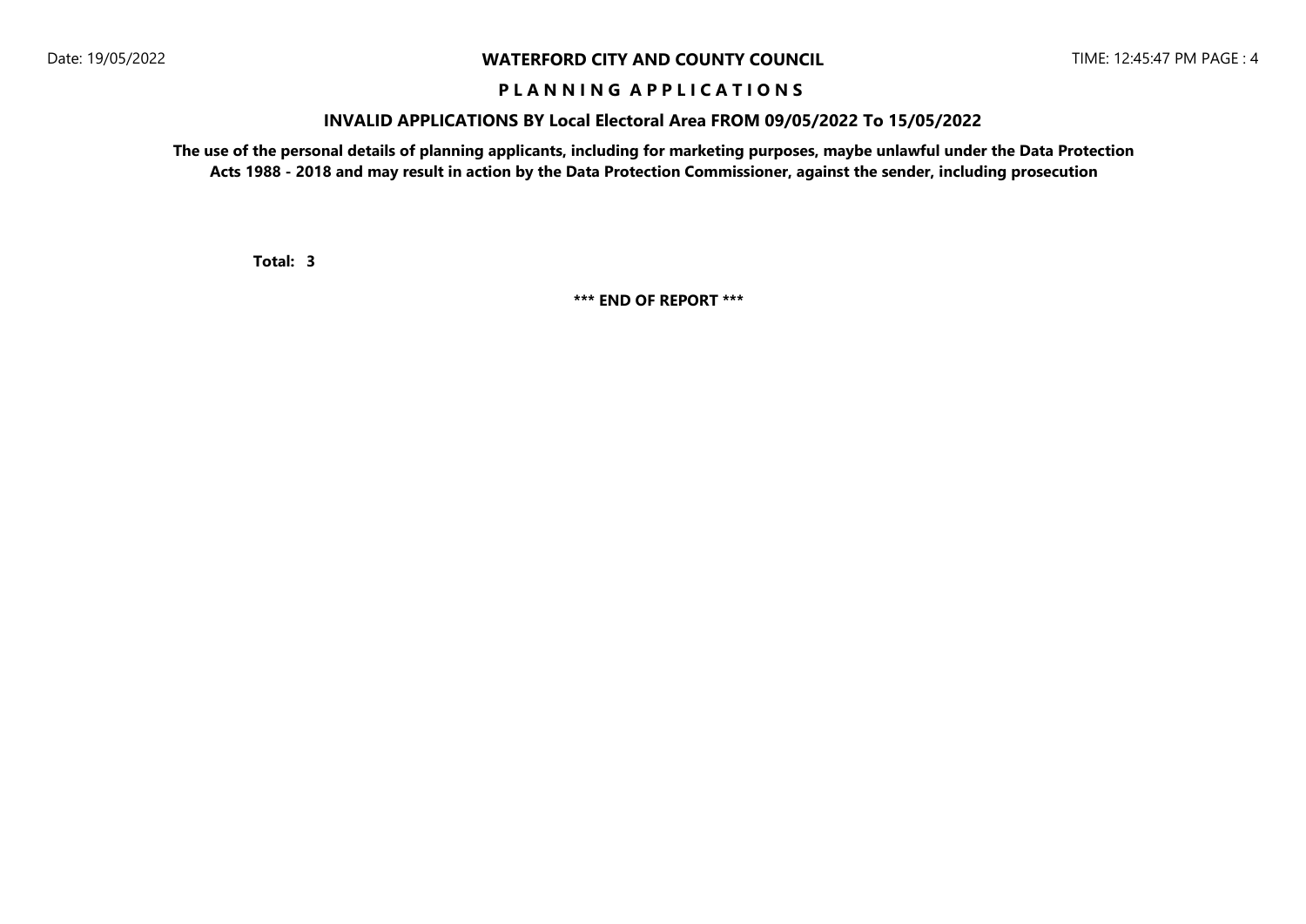**Total: 3**

**\*\*\* END OF REPORT \*\*\***

**Total: 3**

***** END OF REPORT *****